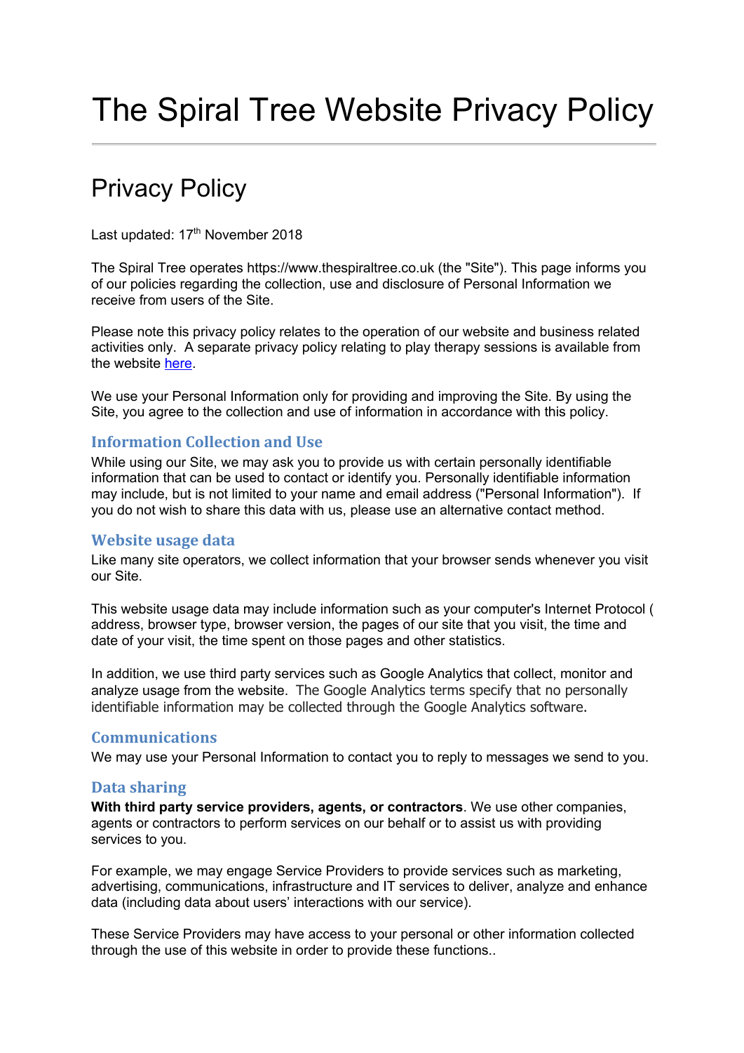# The Spiral Tree Website Privacy Policy

## Privacy Policy

Last updated: 17th November 2018

The Spiral Tree operates https://www.thespiraltree.co.uk (the "Site"). This page informs you of our policies regarding the collection, use and disclosure of Personal Information we receive from users of the Site.

Please note this privacy policy relates to the operation of our website and business related activities only. A separate privacy policy relating to play therapy sessions is available from the website here.

We use your Personal Information only for providing and improving the Site. By using the Site, you agree to the collection and use of information in accordance with this policy.

### Information Collection and Use

While using our Site, we may ask you to provide us with certain personally identifiable information that can be used to contact or identify you. Personally identifiable information may include, but is not limited to your name and email address ("Personal Information"). If you do not wish to share this data with us, please use an alternative contact method.

### Website usage data

Like many site operators, we collect information that your browser sends whenever you visit our Site.

This website usage data may include information such as your computer's Internet Protocol ( address, browser type, browser version, the pages of our site that you visit, the time and date of your visit, the time spent on those pages and other statistics.

In addition, we use third party services such as Google Analytics that collect, monitor and analyze usage from the website. The Google Analytics terms specify that no personally identifiable information may be collected through the Google Analytics software.

### Communications

We may use your Personal Information to contact you to reply to messages we send to you.

### Data sharing

**With third party service providers, agents, or contractors**. We use other companies, agents or contractors to perform services on our behalf or to assist us with providing services to you.

For example, we may engage Service Providers to provide services such as marketing, advertising, communications, infrastructure and IT services to deliver, analyze and enhance data (including data about users' interactions with our service).

These Service Providers may have access to your personal or other information collected through the use of this website in order to provide these functions..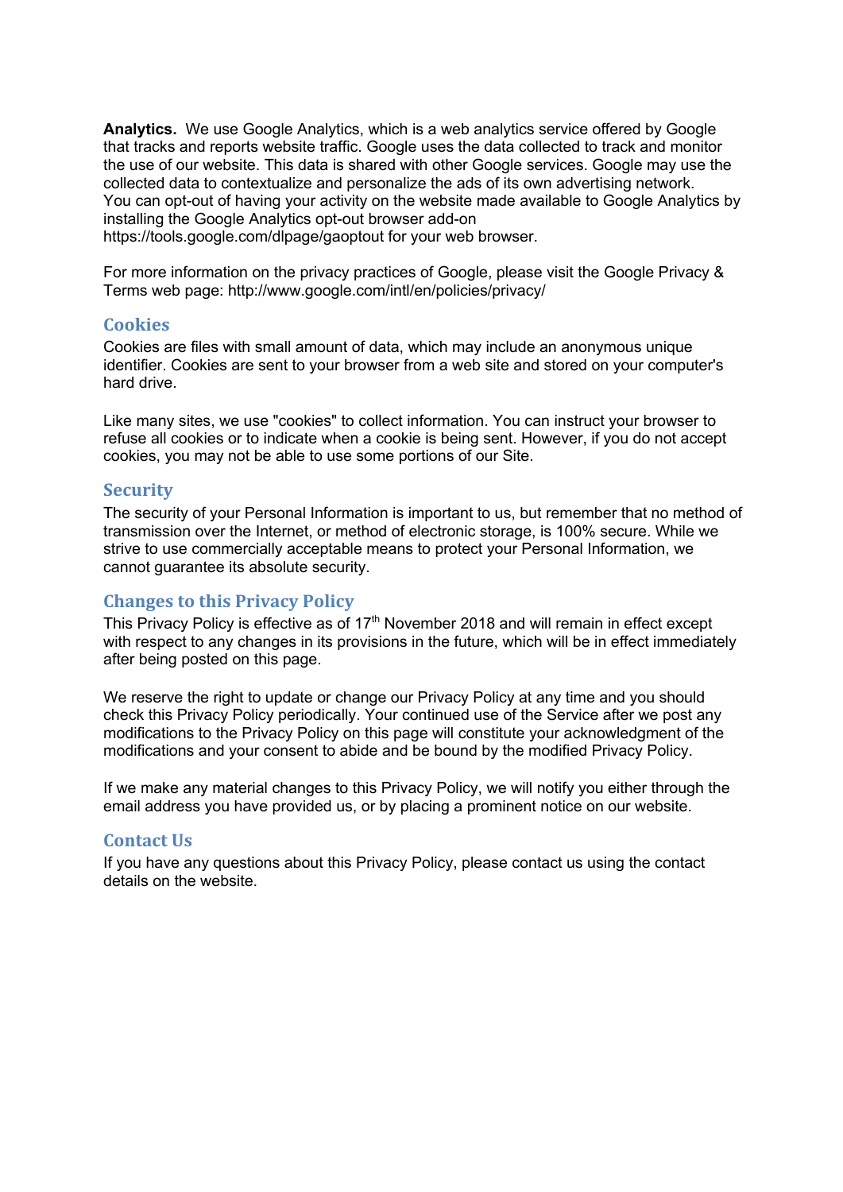**Analytics.** We use Google Analytics, which is a web analytics service offered by Google that tracks and reports website traffic. Google uses the data collected to track and monitor the use of our website. This data is shared with other Google services. Google may use the collected data to contextualize and personalize the ads of its own advertising network. You can opt-out of having your activity on the website made available to Google Analytics by installing the Google Analytics opt-out browser add-on https://tools.google.com/dlpage/gaoptout for your web browser.

For more information on the privacy practices of Google, please visit the Google Privacy & Terms web page: http://www.google.com/intl/en/policies/privacy/

## Cookies

Cookies are files with small amount of data, which may include an anonymous unique identifier. Cookies are sent to your browser from a web site and stored on your computer's hard drive.

Like many sites, we use "cookies" to collect information. You can instruct your browser to refuse all cookies or to indicate when a cookie is being sent. However, if you do not accept cookies, you may not be able to use some portions of our Site.

## Security

The security of your Personal Information is important to us, but remember that no method of transmission over the Internet, or method of electronic storage, is 100% secure. While we strive to use commercially acceptable means to protect your Personal Information, we cannot guarantee its absolute security.

## Changes to this Privacy Policy

This Privacy Policy is effective as of 17th November 2018 and will remain in effect except with respect to any changes in its provisions in the future, which will be in effect immediately after being posted on this page.

We reserve the right to update or change our Privacy Policy at any time and you should check this Privacy Policy periodically. Your continued use of the Service after we post any modifications to the Privacy Policy on this page will constitute your acknowledgment of the modifications and your consent to abide and be bound by the modified Privacy Policy.

If we make any material changes to this Privacy Policy, we will notify you either through the email address you have provided us, or by placing a prominent notice on our website.

## Contact Us

If you have any questions about this Privacy Policy, please contact us using the contact details on the website.